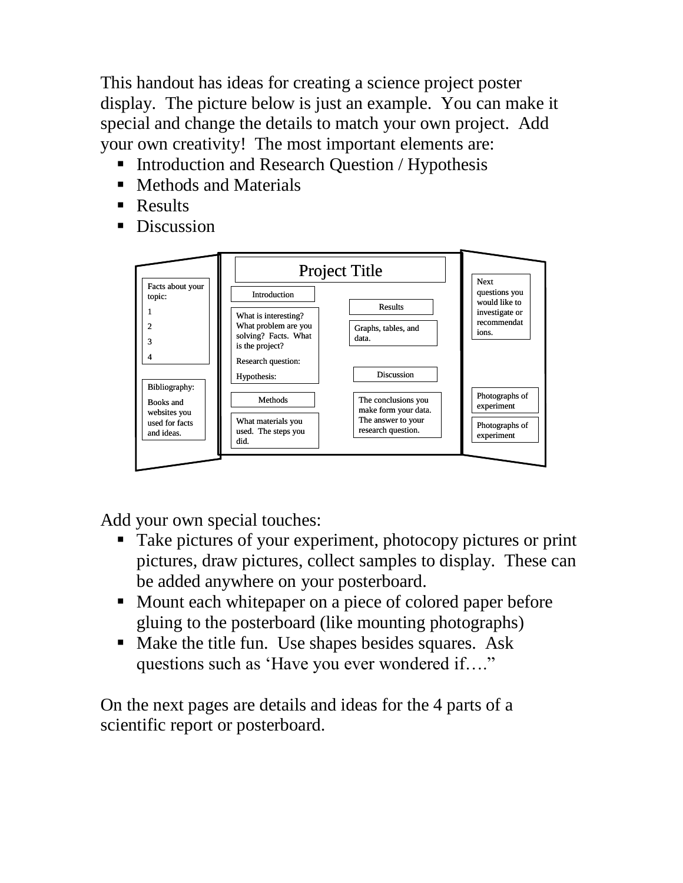This handout has ideas for creating a science project poster display. The picture below is just an example. You can make it special and change the details to match your own project. Add your own creativity! The most important elements are:

- Introduction and Research Question / Hypothesis
- Methods and Materials
- Results
- Discussion

Facts about your topic:
1
2
3
4

Bibliography:
Books and websites you used for facts and ideas.

Project Title

Introduction

What is interesting? What problem are you solving? Facts. What is the project?
Research question:
Hypothesis:

Methods

What materials you used. The steps you did.

Results

Graphs, tables, and data.

Discussion

The conclusions you make form your data. The answer to your research question.

Next questions you would like to investigate or recommendations.

Photographs of experiment

Photographs of experiment

Add your own special touches:

- Take pictures of your experiment, photocopy pictures or print pictures, draw pictures, collect samples to display. These can be added anywhere on your posterboard.
- Mount each whitepaper on a piece of colored paper before gluing to the posterboard (like mounting photographs)
- Make the title fun. Use shapes besides squares. Ask questions such as 'Have you ever wondered if…."

On the next pages are details and ideas for the 4 parts of a scientific report or posterboard.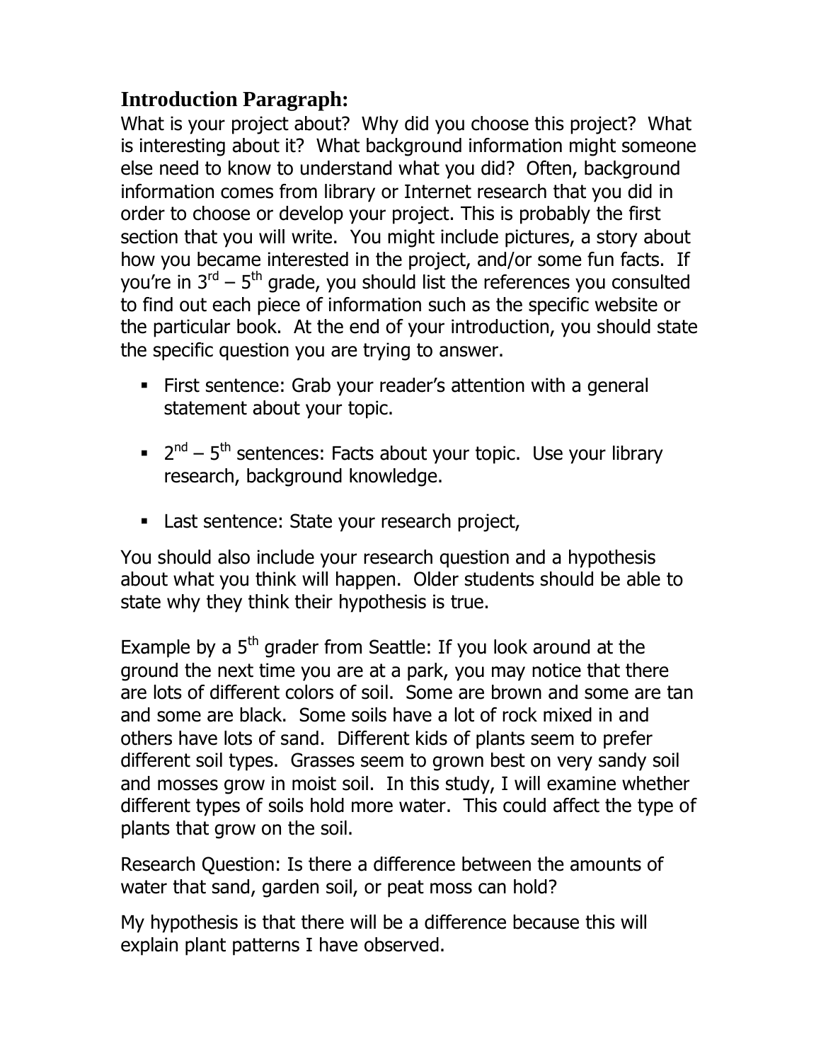## Introduction Paragraph:

What is your project about? Why did you choose this project? What is interesting about it? What background information might someone else need to know to understand what you did? Often, background information comes from library or Internet research that you did in order to choose or develop your project. This is probably the first section that you will write. You might include pictures, a story about how you became interested in the project, and/or some fun facts. If you're in 3rd – 5th grade, you should list the references you consulted to find out each piece of information such as the specific website or the particular book. At the end of your introduction, you should state the specific question you are trying to answer.

- First sentence: Grab your reader's attention with a general statement about your topic.
- 2nd – 5th sentences: Facts about your topic. Use your library research, background knowledge.
- Last sentence: State your research project,

You should also include your research question and a hypothesis about what you think will happen. Older students should be able to state why they think their hypothesis is true.

Example by a 5th grader from Seattle: If you look around at the ground the next time you are at a park, you may notice that there are lots of different colors of soil. Some are brown and some are tan and some are black. Some soils have a lot of rock mixed in and others have lots of sand. Different kids of plants seem to prefer different soil types. Grasses seem to grown best on very sandy soil and mosses grow in moist soil. In this study, I will examine whether different types of soils hold more water. This could affect the type of plants that grow on the soil.

Research Question: Is there a difference between the amounts of water that sand, garden soil, or peat moss can hold?

My hypothesis is that there will be a difference because this will explain plant patterns I have observed.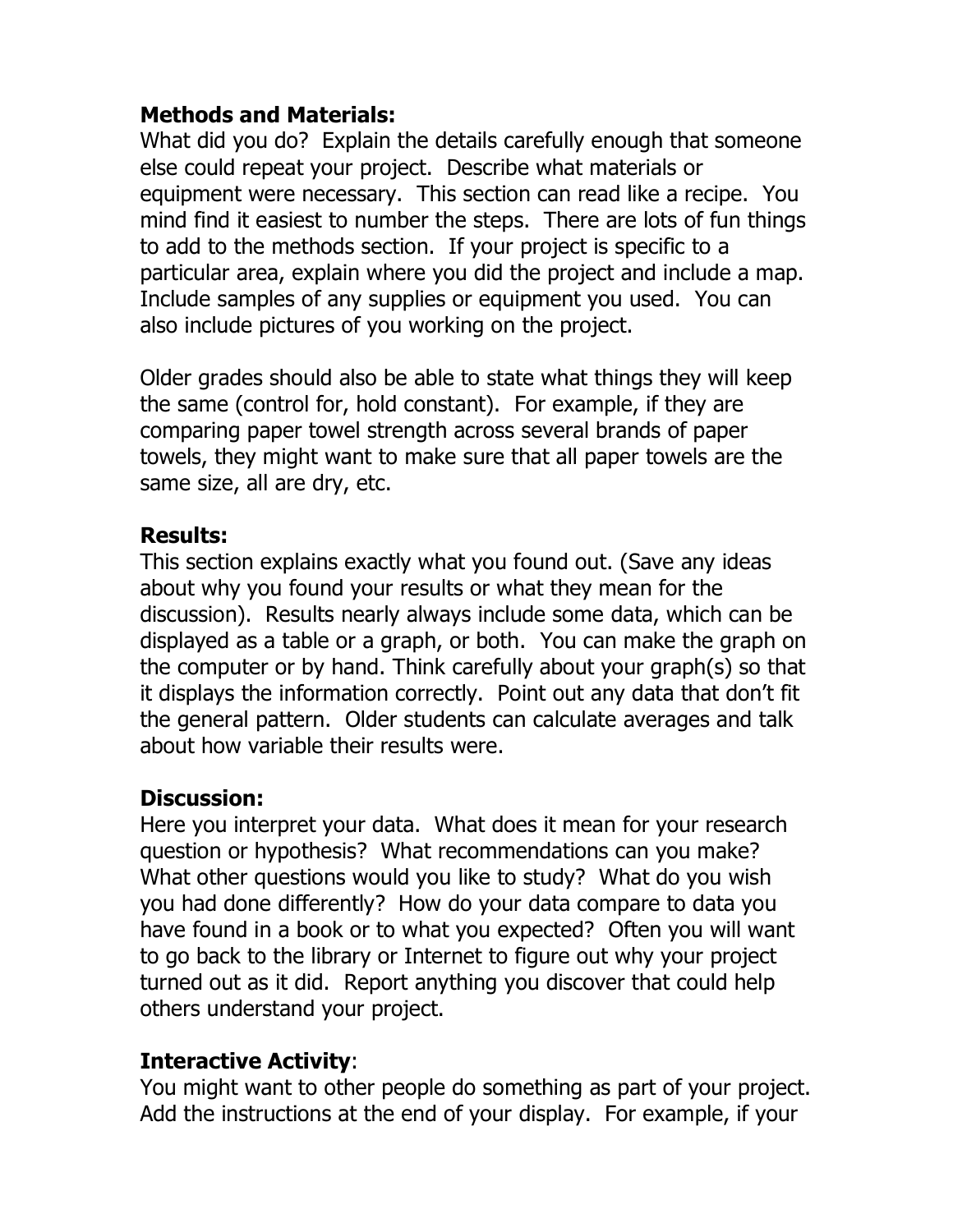### Methods and Materials:

What did you do? Explain the details carefully enough that someone else could repeat your project. Describe what materials or equipment were necessary. This section can read like a recipe. You mind find it easiest to number the steps. There are lots of fun things to add to the methods section. If your project is specific to a particular area, explain where you did the project and include a map. Include samples of any supplies or equipment you used. You can also include pictures of you working on the project.

Older grades should also be able to state what things they will keep the same (control for, hold constant). For example, if they are comparing paper towel strength across several brands of paper towels, they might want to make sure that all paper towels are the same size, all are dry, etc.

### Results:

This section explains exactly what you found out. (Save any ideas about why you found your results or what they mean for the discussion). Results nearly always include some data, which can be displayed as a table or a graph, or both. You can make the graph on the computer or by hand. Think carefully about your graph(s) so that it displays the information correctly. Point out any data that don't fit the general pattern. Older students can calculate averages and talk about how variable their results were.

### Discussion:

Here you interpret your data. What does it mean for your research question or hypothesis? What recommendations can you make? What other questions would you like to study? What do you wish you had done differently? How do your data compare to data you have found in a book or to what you expected? Often you will want to go back to the library or Internet to figure out why your project turned out as it did. Report anything you discover that could help others understand your project.

### Interactive Activity:

You might want to other people do something as part of your project. Add the instructions at the end of your display. For example, if your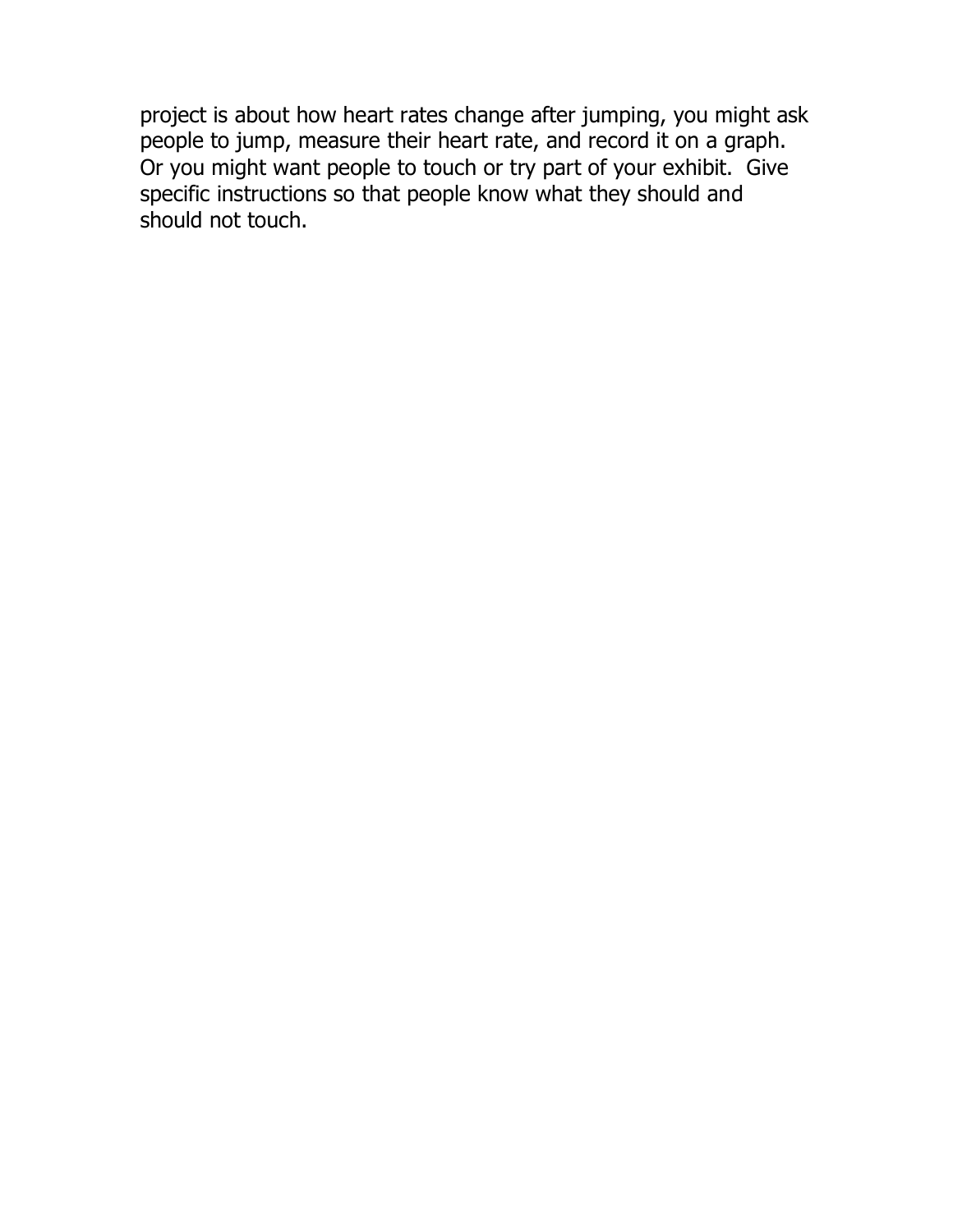project is about how heart rates change after jumping, you might ask people to jump, measure their heart rate, and record it on a graph. Or you might want people to touch or try part of your exhibit. Give specific instructions so that people know what they should and should not touch.